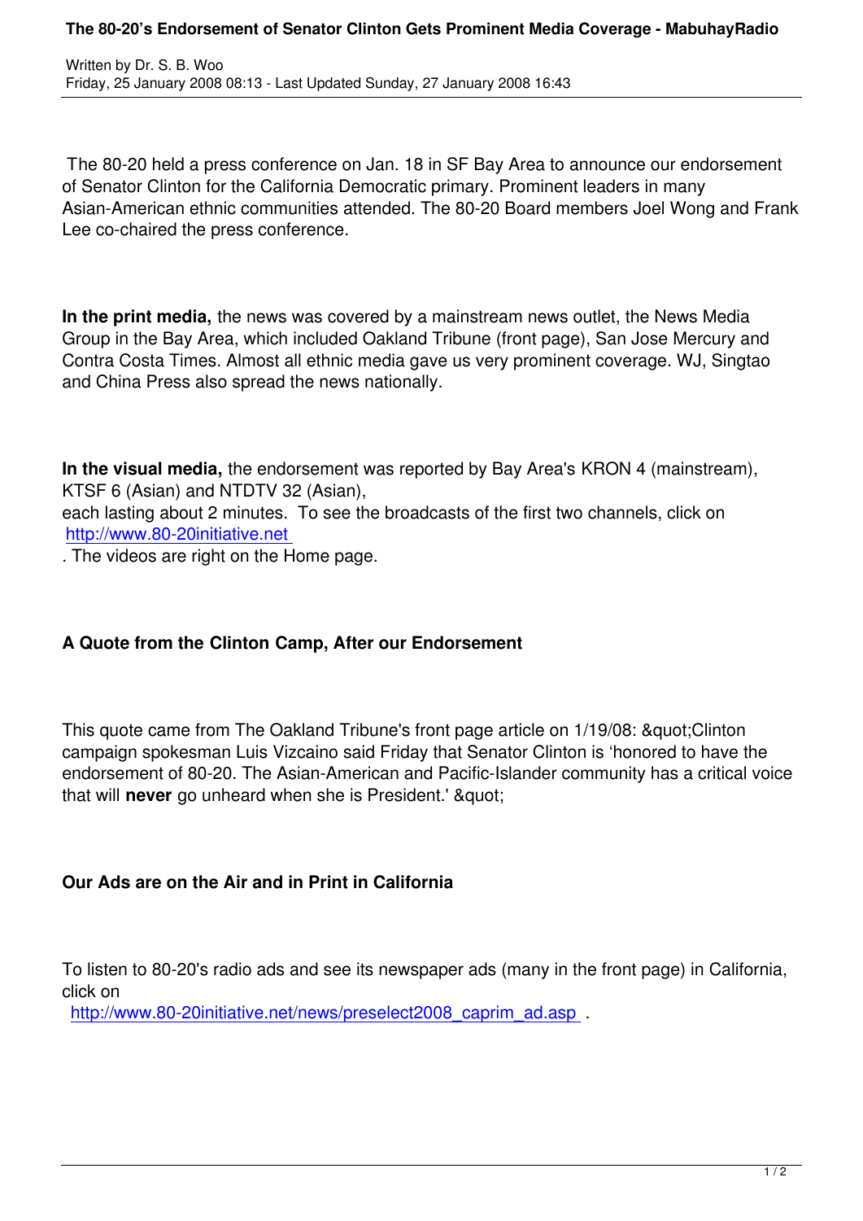# The 80-20's Endorsement of Senator Clinton Gets Prominent Media Coverage - MabuhayRadio

Written by Dr. S. B. Woo
Friday, 25 January 2008 08:13 - Last Updated Sunday, 27 January 2008 16:43

The 80-20 held a press conference on Jan. 18 in SF Bay Area to announce our endorsement of Senator Clinton for the California Democratic primary. Prominent leaders in many Asian-American ethnic communities attended. The 80-20 Board members Joel Wong and Frank Lee co-chaired the press conference.

**In the print media,** the news was covered by a mainstream news outlet, the News Media Group in the Bay Area, which included Oakland Tribune (front page), San Jose Mercury and Contra Costa Times. Almost all ethnic media gave us very prominent coverage. WJ, Singtao and China Press also spread the news nationally.

**In the visual media,** the endorsement was reported by Bay Area's KRON 4 (mainstream), KTSF 6 (Asian) and NTDTV 32 (Asian),
each lasting about 2 minutes. To see the broadcasts of the first two channels, click on http://www.80-20initiative.net
. The videos are right on the Home page.

**A Quote from the Clinton Camp, After our Endorsement**

This quote came from The Oakland Tribune's front page article on 1/19/08: &quot;Clinton campaign spokesman Luis Vizcaino said Friday that Senator Clinton is 'honored to have the endorsement of 80-20. The Asian-American and Pacific-Islander community has a critical voice that will **never** go unheard when she is President.' &quot;

**Our Ads are on the Air and in Print in California**

To listen to 80-20's radio ads and see its newspaper ads (many in the front page) in California, click on
http://www.80-20initiative.net/news/preselect2008_caprim_ad.asp .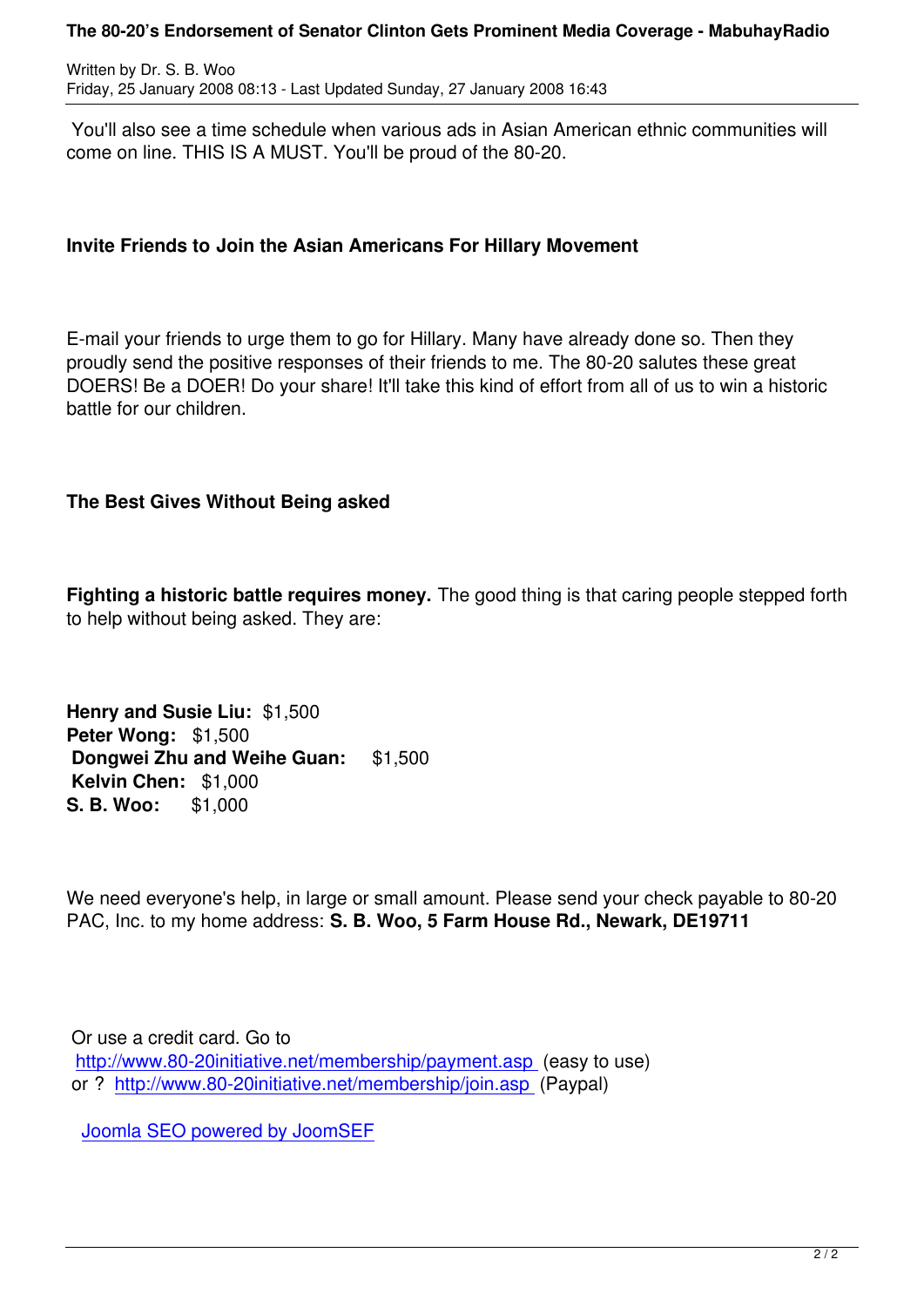You'll also see a time schedule when various ads in Asian American ethnic communities will come on line. THIS IS A MUST. You'll be proud of the 80-20.

**Invite Friends to Join the Asian Americans For Hillary Movement**

E-mail your friends to urge them to go for Hillary. Many have already done so. Then they proudly send the positive responses of their friends to me. The 80-20 salutes these great DOERS! Be a DOER! Do your share! It'll take this kind of effort from all of us to win a historic battle for our children.

**The Best Gives Without Being asked**

**Fighting a historic battle requires money.** The good thing is that caring people stepped forth to help without being asked. They are:

**Henry and Susie Liu:** $1,500
**Peter Wong:** $1,500
**Dongwei Zhu and Weihe Guan:** $1,500
**Kelvin Chen:** $1,000
**S. B. Woo:** $1,000

We need everyone's help, in large or small amount. Please send your check payable to 80-20 PAC, Inc. to my home address: **S. B. Woo, 5 Farm House Rd., Newark, DE19711**

Or use a credit card. Go to
http://www.80-20initiative.net/membership/payment.asp (easy to use)
or ? http://www.80-20initiative.net/membership/join.asp (Paypal)

Joomla SEO powered by JoomSEF